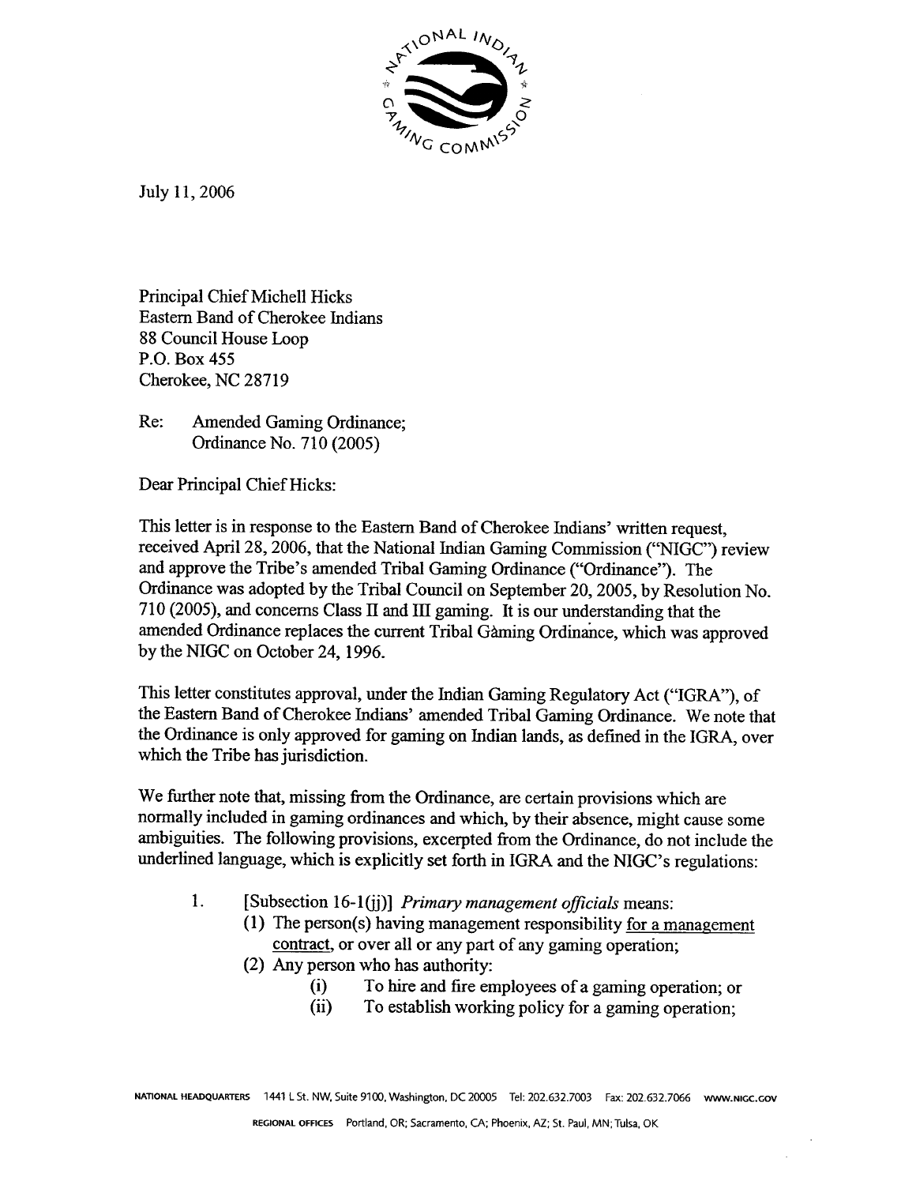July 11, 2006

Principal Chief Michell Hicks
Eastern Band of Cherokee Indians
88 Council House Loop
P.O. Box 455
Cherokee, NC 28719

Re: Amended Gaming Ordinance;
Ordinance No. 710 (2005)

Dear Principal Chief Hicks:

This letter is in response to the Eastern Band of Cherokee Indians' written request, received April 28, 2006, that the National Indian Gaming Commission ("NIGC") review and approve the Tribe's amended Tribal Gaming Ordinance ("Ordinance"). The Ordinance was adopted by the Tribal Council on September 20, 2005, by Resolution No. 710 (2005), and concerns Class II and III gaming. It is our understanding that the amended Ordinance replaces the current Tribal Gaming Ordinance, which was approved by the NIGC on October 24, 1996.

This letter constitutes approval, under the Indian Gaming Regulatory Act ("IGRA"), of the Eastern Band of Cherokee Indians' amended Tribal Gaming Ordinance. We note that the Ordinance is only approved for gaming on Indian lands, as defined in the IGRA, over which the Tribe has jurisdiction.

We further note that, missing from the Ordinance, are certain provisions which are normally included in gaming ordinances and which, by their absence, might cause some ambiguities. The following provisions, excerpted from the Ordinance, do not include the underlined language, which is explicitly set forth in IGRA and the NIGC's regulations:

1. [Subsection 16-1(jj)] *Primary management officials* means:
   (1) The person(s) having management responsibility <u>for a management contract</u>, or over all or any part of any gaming operation;
   (2) Any person who has authority:
      (i) To hire and fire employees of a gaming operation; or
      (ii) To establish working policy for a gaming operation;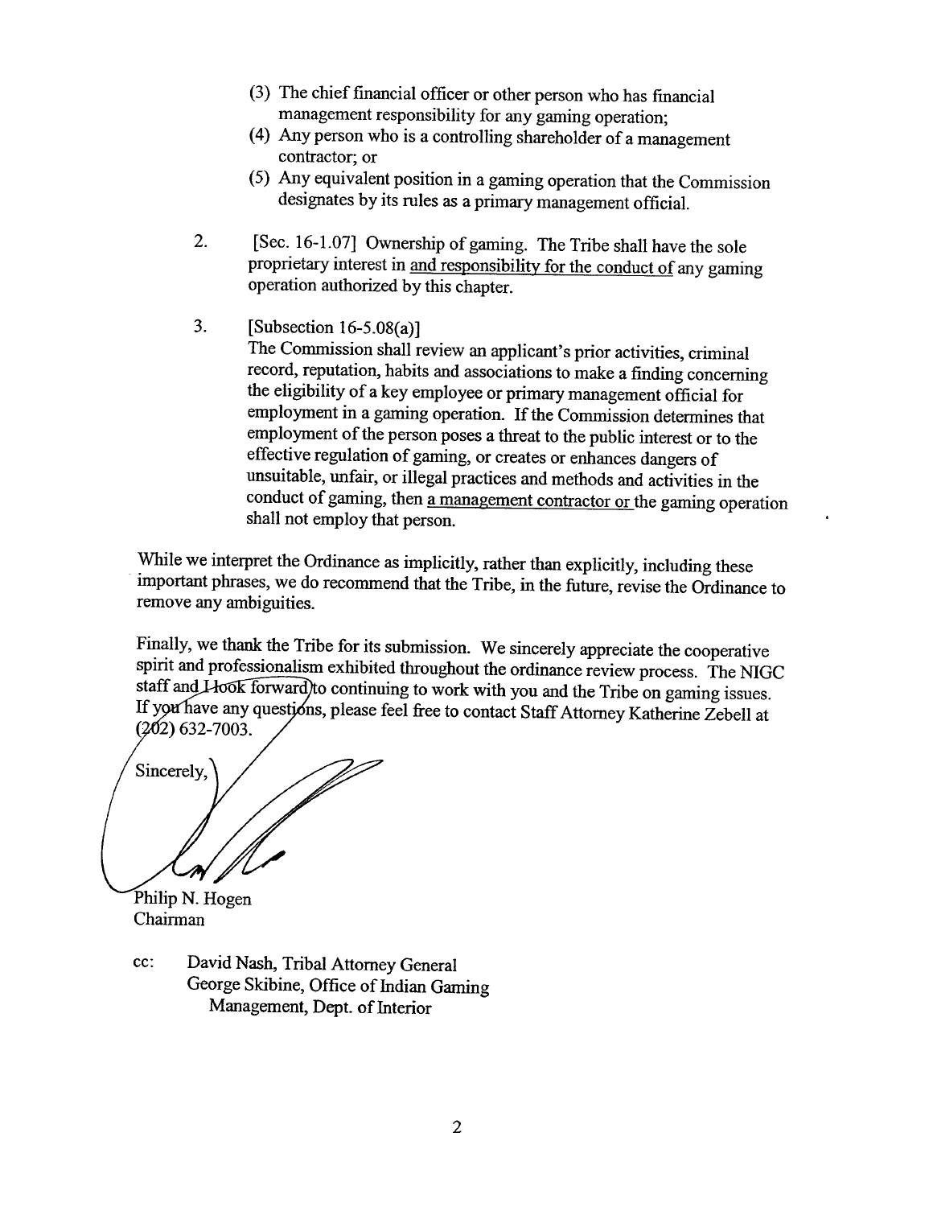(3) The chief financial officer or other person who has financial management responsibility for any gaming operation;
(4) Any person who is a controlling shareholder of a management contractor; or
(5) Any equivalent position in a gaming operation that the Commission designates by its rules as a primary management official.

2. [Sec. 16-1.07] Ownership of gaming. The Tribe shall have the sole proprietary interest in <u>and responsibility for the conduct of</u> any gaming operation authorized by this chapter.

3. [Subsection 16-5.08(a)]
The Commission shall review an applicant's prior activities, criminal record, reputation, habits and associations to make a finding concerning the eligibility of a key employee or primary management official for employment in a gaming operation. If the Commission determines that employment of the person poses a threat to the public interest or to the effective regulation of gaming, or creates or enhances dangers of unsuitable, unfair, or illegal practices and methods and activities in the conduct of gaming, then <u>a management contractor or</u> the gaming operation shall not employ that person.

While we interpret the Ordinance as implicitly, rather than explicitly, including these important phrases, we do recommend that the Tribe, in the future, revise the Ordinance to remove any ambiguities.

Finally, we thank the Tribe for its submission. We sincerely appreciate the cooperative spirit and professionalism exhibited throughout the ordinance review process. The NIGC staff and I look forward to continuing to work with you and the Tribe on gaming issues. If you have any questions, please feel free to contact Staff Attorney Katherine Zebell at (202) 632-7003.

Sincerely,

Philip N. Hogen
Chairman

cc: David Nash, Tribal Attorney General
George Skibine, Office of Indian Gaming Management, Dept. of Interior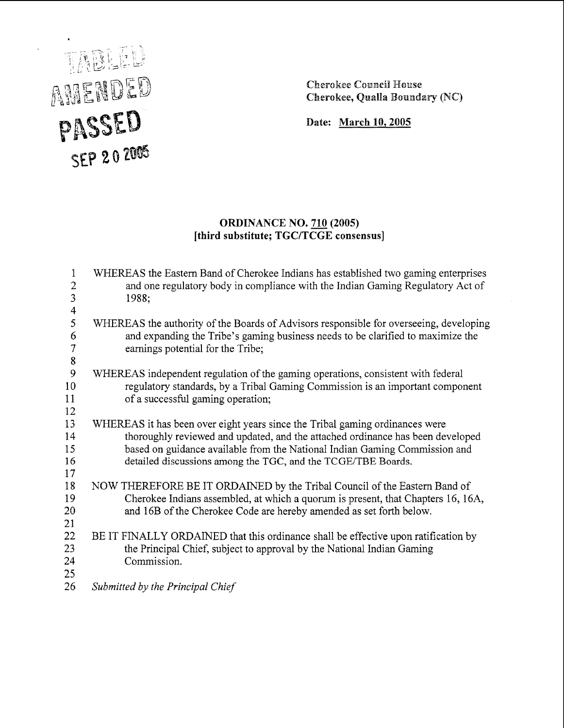TABLED

AMENDED

PASSED

SEP 20 2005

Cherokee Council House
Cherokee, Qualla Boundary (NC)

Date: March 10, 2005

**ORDINANCE NO. 710 (2005)**
**[third substitute; TGC/TCGE consensus]**

1 WHEREAS the Eastern Band of Cherokee Indians has established two gaming enterprises
2 and one regulatory body in compliance with the Indian Gaming Regulatory Act of
3 1988;
4
5 WHEREAS the authority of the Boards of Advisors responsible for overseeing, developing
6 and expanding the Tribe's gaming business needs to be clarified to maximize the
7 earnings potential for the Tribe;
8
9 WHEREAS independent regulation of the gaming operations, consistent with federal
10 regulatory standards, by a Tribal Gaming Commission is an important component
11 of a successful gaming operation;
12
13 WHEREAS it has been over eight years since the Tribal gaming ordinances were
14 thoroughly reviewed and updated, and the attached ordinance has been developed
15 based on guidance available from the National Indian Gaming Commission and
16 detailed discussions among the TGC, and the TCGE/TBE Boards.
17
18 NOW THEREFORE BE IT ORDAINED by the Tribal Council of the Eastern Band of
19 Cherokee Indians assembled, at which a quorum is present, that Chapters 16, 16A,
20 and 16B of the Cherokee Code are hereby amended as set forth below.
21
22 BE IT FINALLY ORDAINED that this ordinance shall be effective upon ratification by
23 the Principal Chief, subject to approval by the National Indian Gaming
24 Commission.
25
26 *Submitted by the Principal Chief*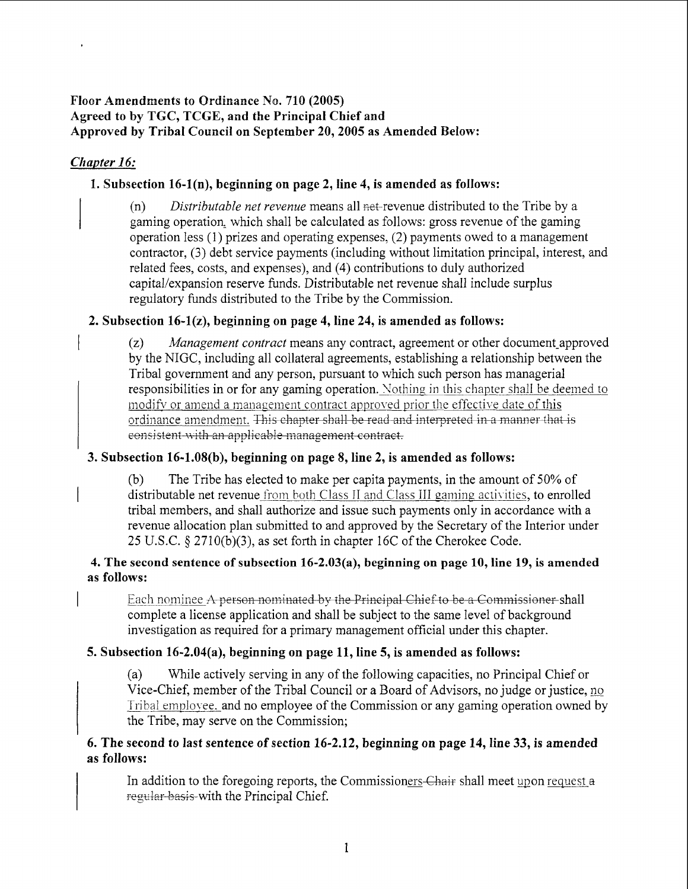**Floor Amendments to Ordinance No. 710 (2005)**
**Agreed to by TGC, TCGE, and the Principal Chief and**
**Approved by Tribal Council on September 20, 2005 as Amended Below:**

***Chapter 16:***

**1. Subsection 16-1(n), beginning on page 2, line 4, is amended as follows:**

> (n) *Distributable net revenue* means all ~~net~~ revenue distributed to the Tribe by a gaming operation, which shall be calculated as follows: gross revenue of the gaming operation less (1) prizes and operating expenses, (2) payments owed to a management contractor, (3) debt service payments (including without limitation principal, interest, and related fees, costs, and expenses), and (4) contributions to duly authorized capital/expansion reserve funds. Distributable net revenue shall include surplus regulatory funds distributed to the Tribe by the Commission.

**2. Subsection 16-1(z), beginning on page 4, line 24, is amended as follows:**

> (z) *Management contract* means any contract, agreement or other document approved by the NIGC, including all collateral agreements, establishing a relationship between the Tribal government and any person, pursuant to which such person has managerial responsibilities in or for any gaming operation. <u>Nothing in this chapter shall be deemed to modify or amend a management contract approved prior the effective date of this ordinance amendment.</u> ~~This chapter shall be read and interpreted in a manner that is consistent with an applicable management contract.~~

**3. Subsection 16-1.08(b), beginning on page 8, line 2, is amended as follows:**

> (b) The Tribe has elected to make per capita payments, in the amount of 50% of distributable net revenue <u>from both Class II and Class III gaming activities</u>, to enrolled tribal members, and shall authorize and issue such payments only in accordance with a revenue allocation plan submitted to and approved by the Secretary of the Interior under 25 U.S.C. § 2710(b)(3), as set forth in chapter 16C of the Cherokee Code.

**4. The second sentence of subsection 16-2.03(a), beginning on page 10, line 19, is amended as follows:**

> <u>Each nominee</u> ~~A person nominated by the Principal Chief to be a Commissioner~~ shall complete a license application and shall be subject to the same level of background investigation as required for a primary management official under this chapter.

**5. Subsection 16-2.04(a), beginning on page 11, line 5, is amended as follows:**

> (a) While actively serving in any of the following capacities, no Principal Chief or Vice-Chief, member of the Tribal Council or a Board of Advisors, no judge or justice, <u>no Tribal employee,</u> and no employee of the Commission or any gaming operation owned by the Tribe, may serve on the Commission;

**6. The second to last sentence of section 16-2.12, beginning on page 14, line 33, is amended as follows:**

> In addition to the foregoing reports, the Commission<u>ers</u> ~~Chair~~ shall meet <u>upon request</u> ~~a regular basis~~ with the Principal Chief.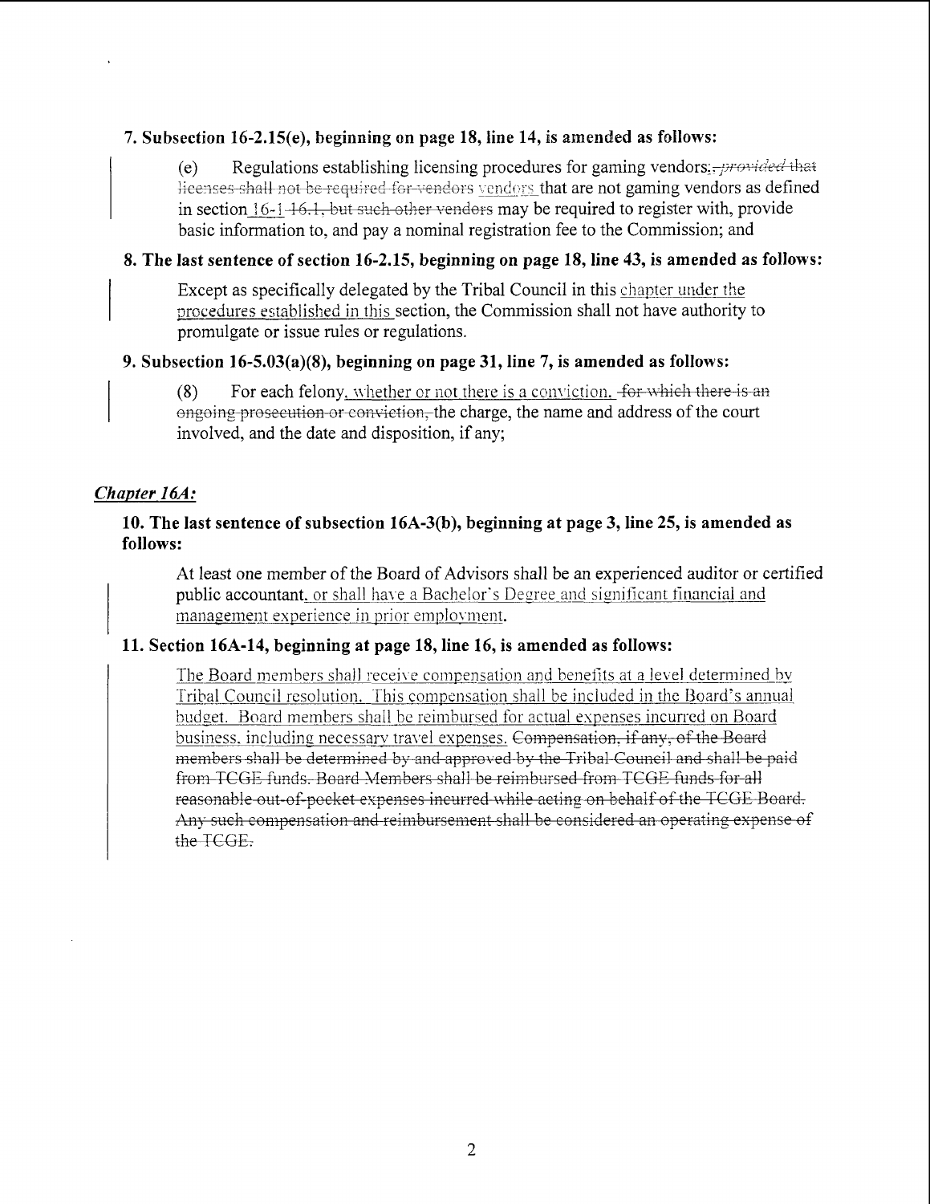**7. Subsection 16-2.15(e), beginning on page 18, line 14, is amended as follows:**

> (e) Regulations establishing licensing procedures for gaming vendors<u>.</u>~~; *provided* that licenses shall not be required for vendors~~ <u>vendors</u> that are not gaming vendors as defined in section <u>16-1</u> ~~16.1, but such other vendors~~ may be required to register with, provide basic information to, and pay a nominal registration fee to the Commission; and

**8. The last sentence of section 16-2.15, beginning on page 18, line 43, is amended as follows:**

> Except as specifically delegated by the Tribal Council in this <u>chapter under the procedures established in this</u> section, the Commission shall not have authority to promulgate or issue rules or regulations.

**9. Subsection 16-5.03(a)(8), beginning on page 31, line 7, is amended as follows:**

> (8) For each felony<u>, whether or not there is a conviction,</u> ~~for which there is an ongoing prosecution or conviction,~~ the charge, the name and address of the court involved, and the date and disposition, if any;

## *Chapter 16A:*

**10. The last sentence of subsection 16A-3(b), beginning at page 3, line 25, is amended as follows:**

> At least one member of the Board of Advisors shall be an experienced auditor or certified public accountant<u>, or shall have a Bachelor's Degree and significant financial and management experience in prior employment</u>.

**11. Section 16A-14, beginning at page 18, line 16, is amended as follows:**

> <u>The Board members shall receive compensation and benefits at a level determined by Tribal Council resolution. This compensation shall be included in the Board's annual budget. Board members shall be reimbursed for actual expenses incurred on Board business, including necessary travel expenses.</u> ~~Compensation, if any, of the Board members shall be determined by and approved by the Tribal Council and shall be paid from TCGE funds. Board Members shall be reimbursed from TCGE funds for all reasonable out-of-pocket expenses incurred while acting on behalf of the TCGE Board. Any such compensation and reimbursement shall be considered an operating expense of the TCGE.~~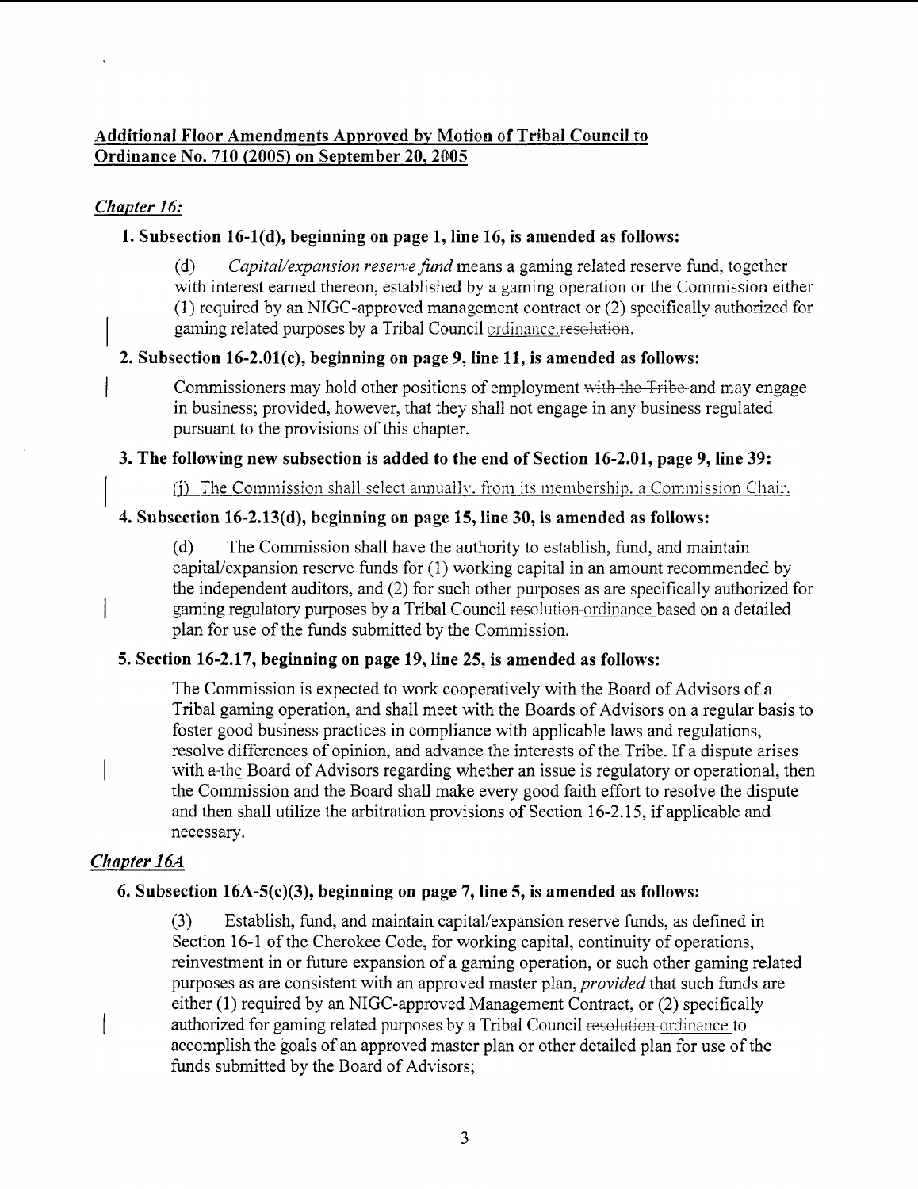**Additional Floor Amendments Approved by Motion of Tribal Council to Ordinance No. 710 (2005) on September 20, 2005**

## *Chapter 16:*

**1. Subsection 16-1(d), beginning on page 1, line 16, is amended as follows:**

(d) *Capital/expansion reserve fund* means a gaming related reserve fund, together with interest earned thereon, established by a gaming operation or the Commission either (1) required by an NIGC-approved management contract or (2) specifically authorized for gaming related purposes by a Tribal Council ordinance. ~~resolution~~.

**2. Subsection 16-2.01(c), beginning on page 9, line 11, is amended as follows:**

Commissioners may hold other positions of employment ~~with the Tribe~~ and may engage in business; provided, however, that they shall not engage in any business regulated pursuant to the provisions of this chapter.

**3. The following new subsection is added to the end of Section 16-2.01, page 9, line 39:**

(j) The Commission shall select annually, from its membership, a Commission Chair.

**4. Subsection 16-2.13(d), beginning on page 15, line 30, is amended as follows:**

(d) The Commission shall have the authority to establish, fund, and maintain capital/expansion reserve funds for (1) working capital in an amount recommended by the independent auditors, and (2) for such other purposes as are specifically authorized for gaming regulatory purposes by a Tribal Council ~~resolution~~ ordinance based on a detailed plan for use of the funds submitted by the Commission.

**5. Section 16-2.17, beginning on page 19, line 25, is amended as follows:**

The Commission is expected to work cooperatively with the Board of Advisors of a Tribal gaming operation, and shall meet with the Boards of Advisors on a regular basis to foster good business practices in compliance with applicable laws and regulations, resolve differences of opinion, and advance the interests of the Tribe. If a dispute arises with ~~a~~ the Board of Advisors regarding whether an issue is regulatory or operational, then the Commission and the Board shall make every good faith effort to resolve the dispute and then shall utilize the arbitration provisions of Section 16-2.15, if applicable and necessary.

## *Chapter 16A*

**6. Subsection 16A-5(c)(3), beginning on page 7, line 5, is amended as follows:**

(3) Establish, fund, and maintain capital/expansion reserve funds, as defined in Section 16-1 of the Cherokee Code, for working capital, continuity of operations, reinvestment in or future expansion of a gaming operation, or such other gaming related purposes as are consistent with an approved master plan, *provided* that such funds are either (1) required by an NIGC-approved Management Contract, or (2) specifically authorized for gaming related purposes by a Tribal Council ~~resolution~~ ordinance to accomplish the goals of an approved master plan or other detailed plan for use of the funds submitted by the Board of Advisors;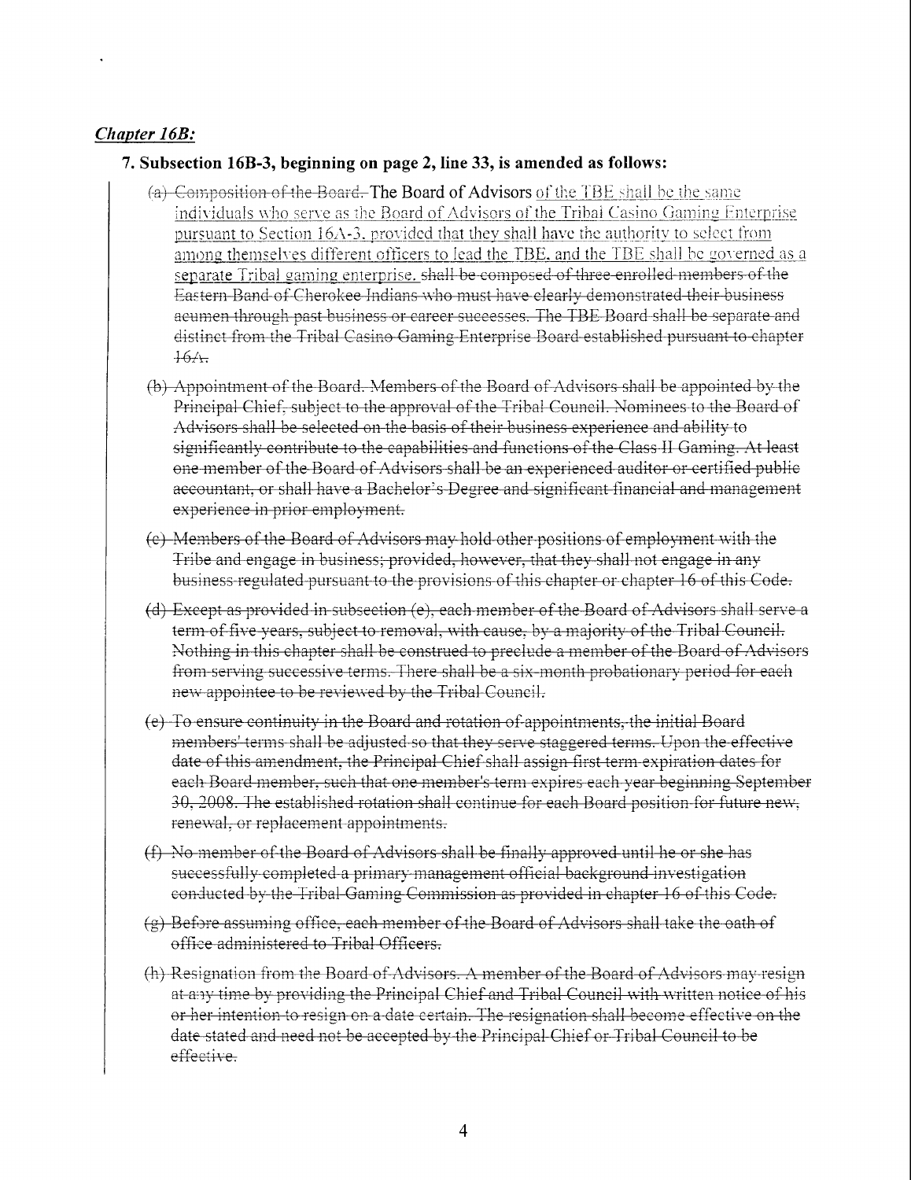***Chapter 16B:***

**7. Subsection 16B-3, beginning on page 2, line 33, is amended as follows:**

(a) ~~Composition of the Board.~~ The Board of Advisors <u>of the TBE shall be the same individuals who serve as the Board of Advisors of the Tribal Casino Gaming Enterprise pursuant to Section 16A-3, provided that they shall have the authority to select from among themselves different officers to lead the TBE, and the TBE shall be governed as a separate Tribal gaming enterprise.</u> ~~shall be composed of three enrolled members of the Eastern Band of Cherokee Indians who must have clearly demonstrated their business acumen through past business or career successes. The TBE Board shall be separate and distinct from the Tribal Casino Gaming Enterprise Board established pursuant to chapter 16A.~~

~~(b) Appointment of the Board. Members of the Board of Advisors shall be appointed by the Principal Chief, subject to the approval of the Tribal Council. Nominees to the Board of Advisors shall be selected on the basis of their business experience and ability to significantly contribute to the capabilities and functions of the Class II Gaming. At least one member of the Board of Advisors shall be an experienced auditor or certified public accountant, or shall have a Bachelor's Degree and significant financial and management experience in prior employment.~~

~~(c) Members of the Board of Advisors may hold other positions of employment with the Tribe and engage in business; provided, however, that they shall not engage in any business regulated pursuant to the provisions of this chapter or chapter 16 of this Code.~~

~~(d) Except as provided in subsection (e), each member of the Board of Advisors shall serve a term of five years, subject to removal, with cause, by a majority of the Tribal Council. Nothing in this chapter shall be construed to preclude a member of the Board of Advisors from serving successive terms. There shall be a six-month probationary period for each new appointee to be reviewed by the Tribal Council.~~

~~(e) To ensure continuity in the Board and rotation of appointments, the initial Board members' terms shall be adjusted so that they serve staggered terms. Upon the effective date of this amendment, the Principal Chief shall assign first term expiration dates for each Board member, such that one member's term expires each year beginning September 30, 2008. The established rotation shall continue for each Board position for future new, renewal, or replacement appointments.~~

~~(f) No member of the Board of Advisors shall be finally approved until he or she has successfully completed a primary management official background investigation conducted by the Tribal Gaming Commission as provided in chapter 16 of this Code.~~

~~(g) Before assuming office, each member of the Board of Advisors shall take the oath of office administered to Tribal Officers.~~

~~(h) Resignation from the Board of Advisors. A member of the Board of Advisors may resign at any time by providing the Principal Chief and Tribal Council with written notice of his or her intention to resign on a date certain. The resignation shall become effective on the date stated and need not be accepted by the Principal Chief or Tribal Council to be effective.~~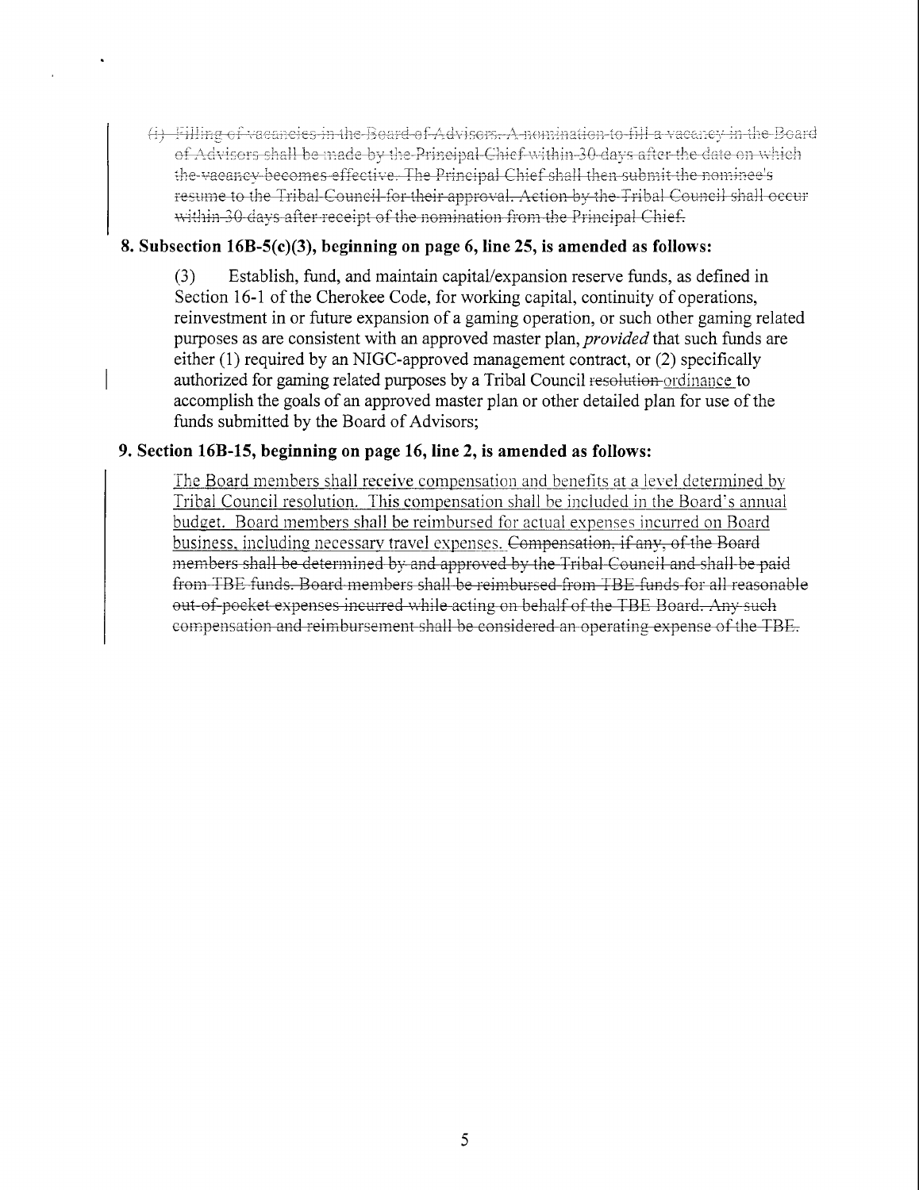~~(i) Filling of vacancies in the Board of Advisors. A nomination to fill a vacancy in the Board of Advisors shall be made by the Principal Chief within 30 days after the date on which the vacancy becomes effective. The Principal Chief shall then submit the nominee's resume to the Tribal Council for their approval. Action by the Tribal Council shall occur within 30 days after receipt of the nomination from the Principal Chief.~~

**8. Subsection 16B-5(c)(3), beginning on page 6, line 25, is amended as follows:**

(3) Establish, fund, and maintain capital/expansion reserve funds, as defined in Section 16-1 of the Cherokee Code, for working capital, continuity of operations, reinvestment in or future expansion of a gaming operation, or such other gaming related purposes as are consistent with an approved master plan, *provided* that such funds are either (1) required by an NIGC-approved management contract, or (2) specifically authorized for gaming related purposes by a Tribal Council ~~resolution~~ <u>ordinance</u> to accomplish the goals of an approved master plan or other detailed plan for use of the funds submitted by the Board of Advisors;

**9. Section 16B-15, beginning on page 16, line 2, is amended as follows:**

<u>The Board members shall receive compensation and benefits at a level determined by Tribal Council resolution. This compensation shall be included in the Board's annual budget. Board members shall be reimbursed for actual expenses incurred on Board business, including necessary travel expenses.</u> ~~Compensation, if any, of the Board members shall be determined by and approved by the Tribal Council and shall be paid from TBE funds. Board members shall be reimbursed from TBE funds for all reasonable out-of-pocket expenses incurred while acting on behalf of the TBE Board. Any such compensation and reimbursement shall be considered an operating expense of the TBE.~~